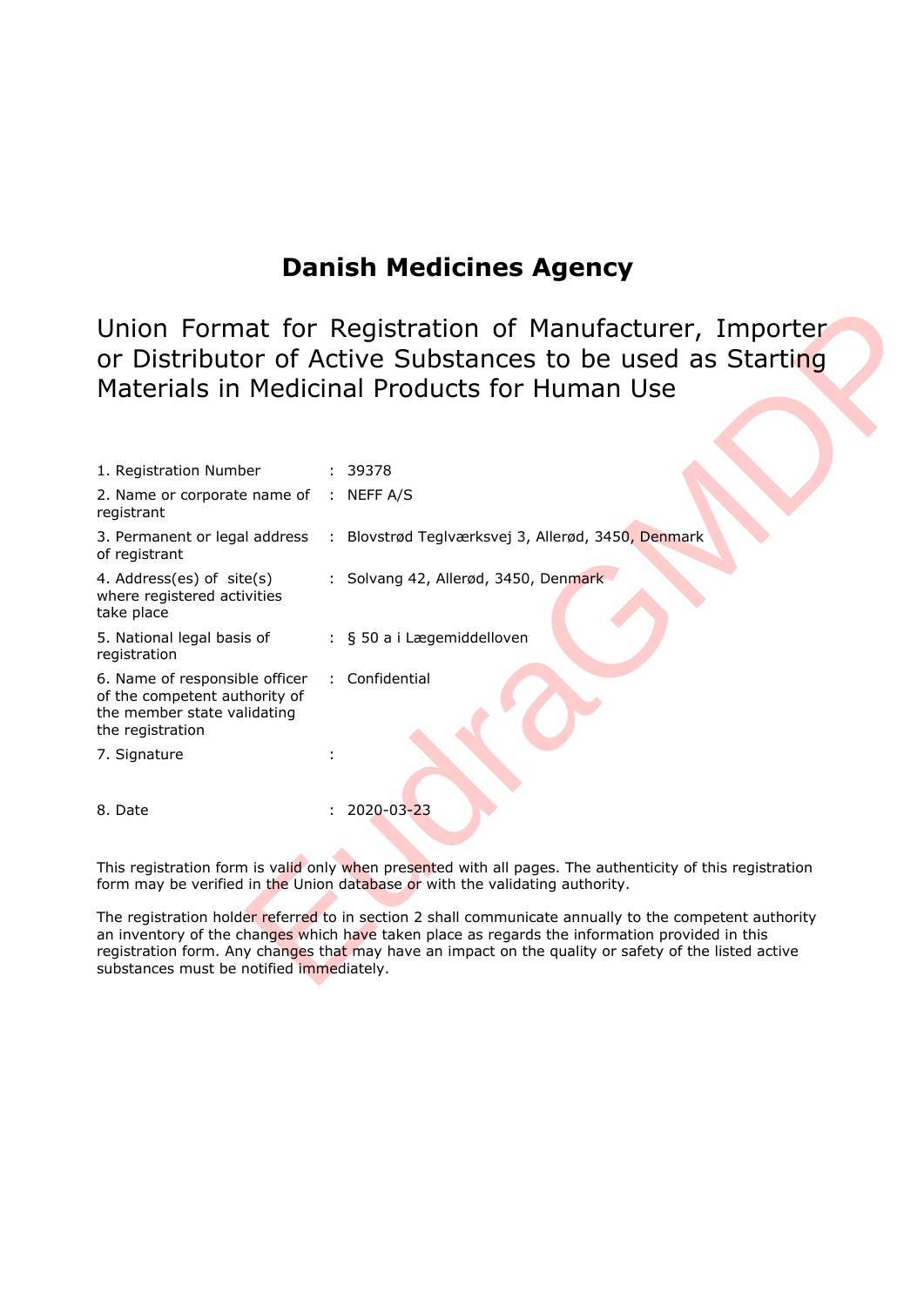# Danish Medicines Agency

## Union Format for Registration of Manufacturer, Importer or Distributor of Active Substances to be used as Starting Materials in Medicinal Products for Human Use

| | | |
|---|---|---|
| 1. Registration Number | : | 39378 |
| 2. Name or corporate name of registrant | : | NEFF A/S |
| 3. Permanent or legal address of registrant | : | Blovstrød Teglværksvej 3, Allerød, 3450, Denmark |
| 4. Address(es) of site(s) where registered activities take place | : | Solvang 42, Allerød, 3450, Denmark |
| 5. National legal basis of registration | : | § 50 a i Lægemiddelloven |
| 6. Name of responsible officer of the competent authority of the member state validating the registration | : | Confidential |
| 7. Signature | : | |
| 8. Date | : | 2020-03-23 |

This registration form is valid only when presented with all pages. The authenticity of this registration form may be verified in the Union database or with the validating authority.

The registration holder referred to in section 2 shall communicate annually to the competent authority an inventory of the changes which have taken place as regards the information provided in this registration form. Any changes that may have an impact on the quality or safety of the listed active substances must be notified immediately.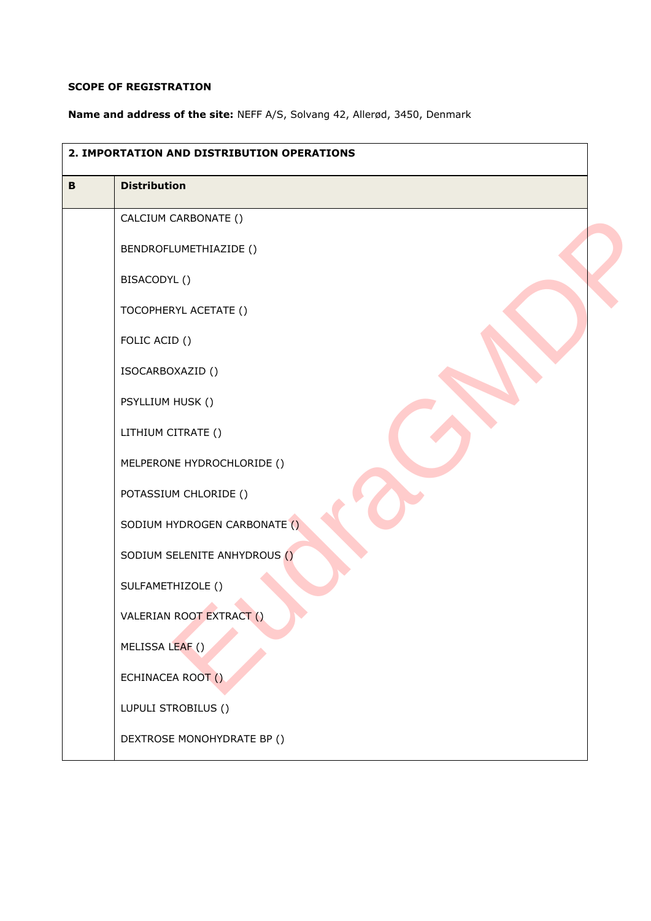**SCOPE OF REGISTRATION**

**Name and address of the site:** NEFF A/S, Solvang 42, Allerød, 3450, Denmark

| **2. IMPORTATION AND DISTRIBUTION OPERATIONS** | |
|---|---|
| **B** | **Distribution** |
| | CALCIUM CARBONATE () |
| | BENDROFLUMETHIAZIDE () |
| | BISACODYL () |
| | TOCOPHERYL ACETATE () |
| | FOLIC ACID () |
| | ISOCARBOXAZID () |
| | PSYLLIUM HUSK () |
| | LITHIUM CITRATE () |
| | MELPERONE HYDROCHLORIDE () |
| | POTASSIUM CHLORIDE () |
| | SODIUM HYDROGEN CARBONATE () |
| | SODIUM SELENITE ANHYDROUS () |
| | SULFAMETHIZOLE () |
| | VALERIAN ROOT EXTRACT () |
| | MELISSA LEAF () |
| | ECHINACEA ROOT () |
| | LUPULI STROBILUS () |
| | DEXTROSE MONOHYDRATE BP () |